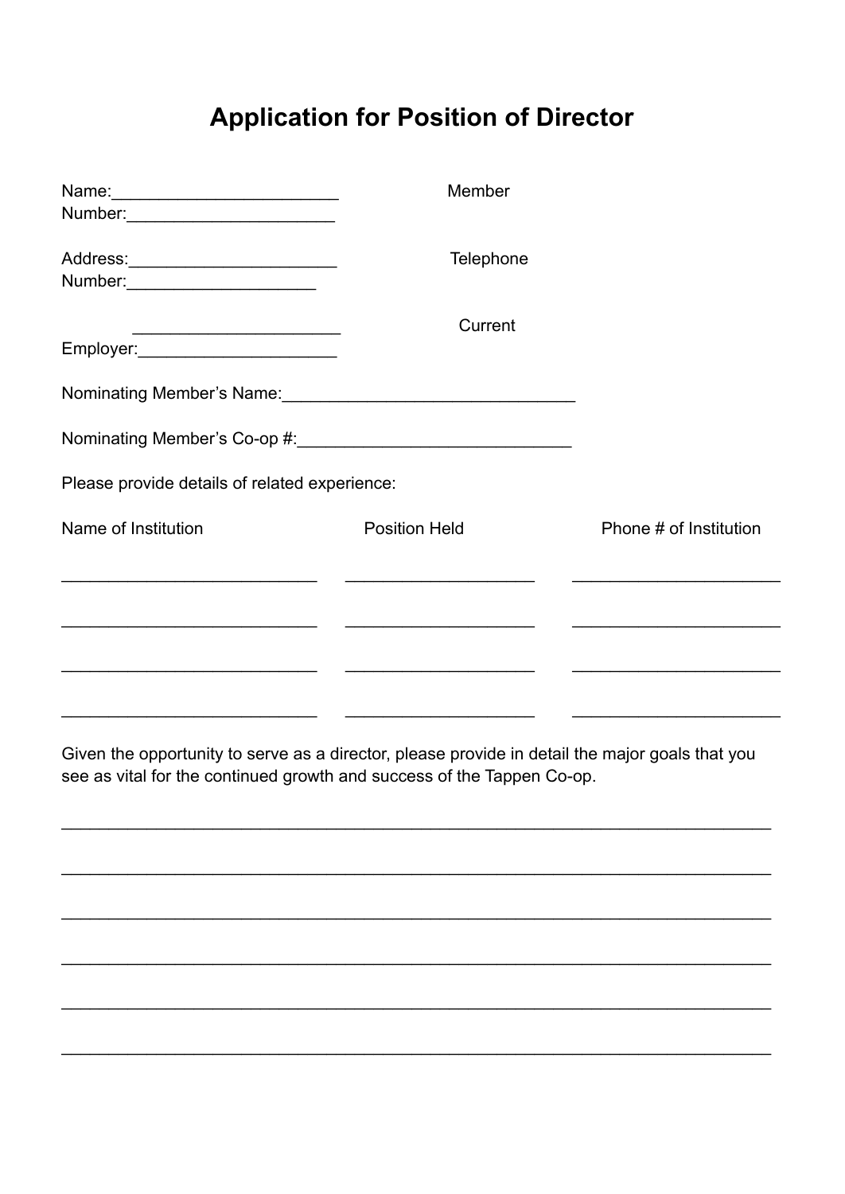# Application for Position of Director

Name:________________________ Member Number:______________________

Address:______________________ Telephone Number:____________________

______________________ Current Employer:_____________________

Nominating Member's Name:_______________________________

Nominating Member's Co-op #:_____________________________

Please provide details of related experience:

| Name of Institution | Position Held | Phone # of Institution |
| --- | --- | --- |
| ___________________________ | ____________________ | ______________________ |
| ___________________________ | ____________________ | ______________________ |
| ___________________________ | ____________________ | ______________________ |
| ___________________________ | ____________________ | ______________________ |

Given the opportunity to serve as a director, please provide in detail the major goals that you see as vital for the continued growth and success of the Tappen Co-op.

___________________________________________________________________________

___________________________________________________________________________

___________________________________________________________________________

___________________________________________________________________________

___________________________________________________________________________

___________________________________________________________________________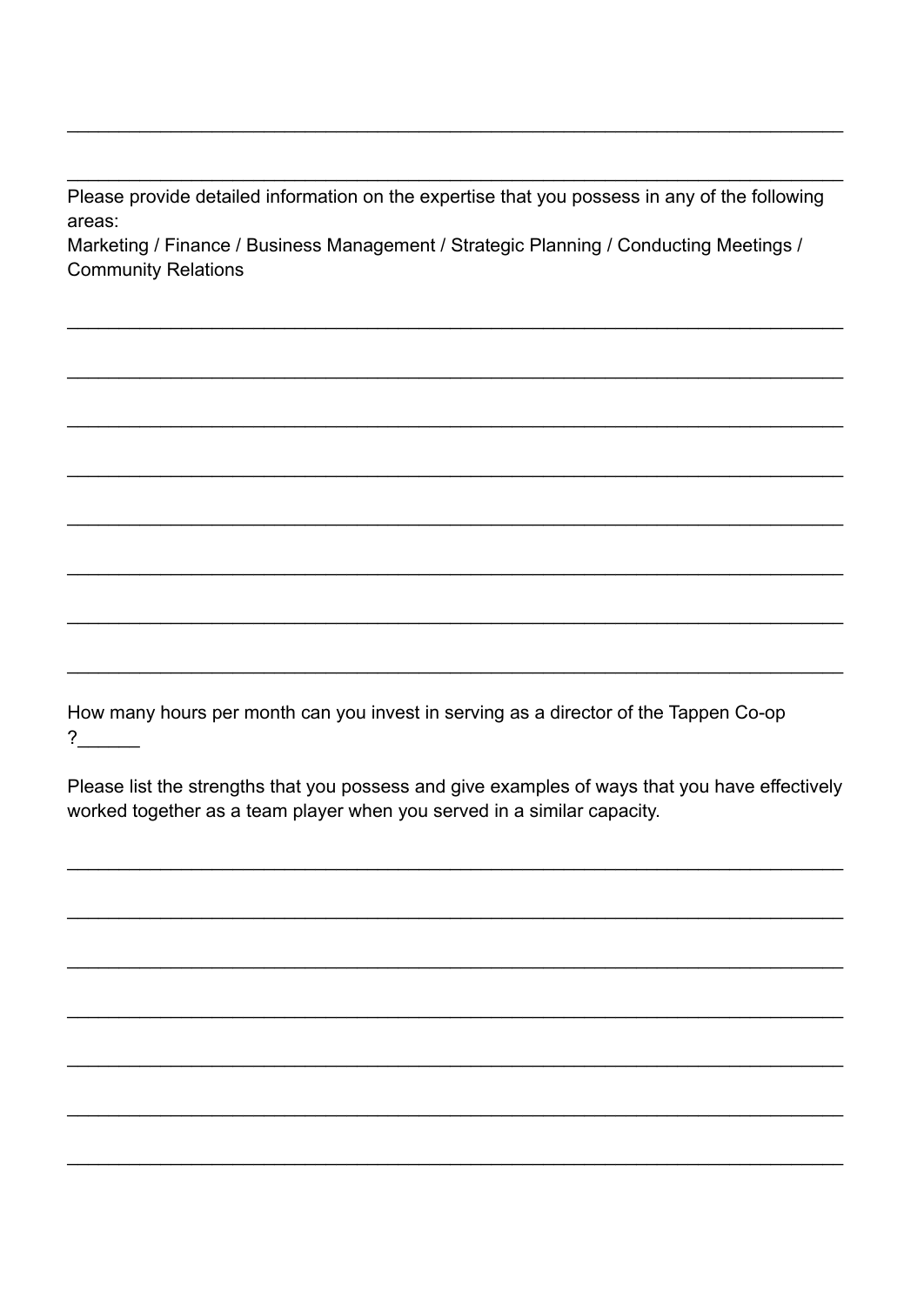\_\_\_\_\_\_\_\_\_\_\_\_\_\_\_\_\_\_\_\_\_\_\_\_\_\_\_\_\_\_\_\_\_\_\_\_\_\_\_\_\_\_\_\_\_\_\_\_\_\_\_\_\_\_\_\_\_\_\_\_\_\_\_\_\_\_\_\_

\_\_\_\_\_\_\_\_\_\_\_\_\_\_\_\_\_\_\_\_\_\_\_\_\_\_\_\_\_\_\_\_\_\_\_\_\_\_\_\_\_\_\_\_\_\_\_\_\_\_\_\_\_\_\_\_\_\_\_\_\_\_\_\_\_\_\_\_

Please provide detailed information on the expertise that you possess in any of the following areas:
Marketing / Finance / Business Management / Strategic Planning / Conducting Meetings / Community Relations

\_\_\_\_\_\_\_\_\_\_\_\_\_\_\_\_\_\_\_\_\_\_\_\_\_\_\_\_\_\_\_\_\_\_\_\_\_\_\_\_\_\_\_\_\_\_\_\_\_\_\_\_\_\_\_\_\_\_\_\_\_\_\_\_\_\_\_\_

\_\_\_\_\_\_\_\_\_\_\_\_\_\_\_\_\_\_\_\_\_\_\_\_\_\_\_\_\_\_\_\_\_\_\_\_\_\_\_\_\_\_\_\_\_\_\_\_\_\_\_\_\_\_\_\_\_\_\_\_\_\_\_\_\_\_\_\_

\_\_\_\_\_\_\_\_\_\_\_\_\_\_\_\_\_\_\_\_\_\_\_\_\_\_\_\_\_\_\_\_\_\_\_\_\_\_\_\_\_\_\_\_\_\_\_\_\_\_\_\_\_\_\_\_\_\_\_\_\_\_\_\_\_\_\_\_

\_\_\_\_\_\_\_\_\_\_\_\_\_\_\_\_\_\_\_\_\_\_\_\_\_\_\_\_\_\_\_\_\_\_\_\_\_\_\_\_\_\_\_\_\_\_\_\_\_\_\_\_\_\_\_\_\_\_\_\_\_\_\_\_\_\_\_\_

\_\_\_\_\_\_\_\_\_\_\_\_\_\_\_\_\_\_\_\_\_\_\_\_\_\_\_\_\_\_\_\_\_\_\_\_\_\_\_\_\_\_\_\_\_\_\_\_\_\_\_\_\_\_\_\_\_\_\_\_\_\_\_\_\_\_\_\_

\_\_\_\_\_\_\_\_\_\_\_\_\_\_\_\_\_\_\_\_\_\_\_\_\_\_\_\_\_\_\_\_\_\_\_\_\_\_\_\_\_\_\_\_\_\_\_\_\_\_\_\_\_\_\_\_\_\_\_\_\_\_\_\_\_\_\_\_

\_\_\_\_\_\_\_\_\_\_\_\_\_\_\_\_\_\_\_\_\_\_\_\_\_\_\_\_\_\_\_\_\_\_\_\_\_\_\_\_\_\_\_\_\_\_\_\_\_\_\_\_\_\_\_\_\_\_\_\_\_\_\_\_\_\_\_\_

\_\_\_\_\_\_\_\_\_\_\_\_\_\_\_\_\_\_\_\_\_\_\_\_\_\_\_\_\_\_\_\_\_\_\_\_\_\_\_\_\_\_\_\_\_\_\_\_\_\_\_\_\_\_\_\_\_\_\_\_\_\_\_\_\_\_\_\_

How many hours per month can you invest in serving as a director of the Tappen Co-op ?\_\_\_\_\_\_

Please list the strengths that you possess and give examples of ways that you have effectively worked together as a team player when you served in a similar capacity.

\_\_\_\_\_\_\_\_\_\_\_\_\_\_\_\_\_\_\_\_\_\_\_\_\_\_\_\_\_\_\_\_\_\_\_\_\_\_\_\_\_\_\_\_\_\_\_\_\_\_\_\_\_\_\_\_\_\_\_\_\_\_\_\_\_\_\_\_

\_\_\_\_\_\_\_\_\_\_\_\_\_\_\_\_\_\_\_\_\_\_\_\_\_\_\_\_\_\_\_\_\_\_\_\_\_\_\_\_\_\_\_\_\_\_\_\_\_\_\_\_\_\_\_\_\_\_\_\_\_\_\_\_\_\_\_\_

\_\_\_\_\_\_\_\_\_\_\_\_\_\_\_\_\_\_\_\_\_\_\_\_\_\_\_\_\_\_\_\_\_\_\_\_\_\_\_\_\_\_\_\_\_\_\_\_\_\_\_\_\_\_\_\_\_\_\_\_\_\_\_\_\_\_\_\_

\_\_\_\_\_\_\_\_\_\_\_\_\_\_\_\_\_\_\_\_\_\_\_\_\_\_\_\_\_\_\_\_\_\_\_\_\_\_\_\_\_\_\_\_\_\_\_\_\_\_\_\_\_\_\_\_\_\_\_\_\_\_\_\_\_\_\_\_

\_\_\_\_\_\_\_\_\_\_\_\_\_\_\_\_\_\_\_\_\_\_\_\_\_\_\_\_\_\_\_\_\_\_\_\_\_\_\_\_\_\_\_\_\_\_\_\_\_\_\_\_\_\_\_\_\_\_\_\_\_\_\_\_\_\_\_\_

\_\_\_\_\_\_\_\_\_\_\_\_\_\_\_\_\_\_\_\_\_\_\_\_\_\_\_\_\_\_\_\_\_\_\_\_\_\_\_\_\_\_\_\_\_\_\_\_\_\_\_\_\_\_\_\_\_\_\_\_\_\_\_\_\_\_\_\_

\_\_\_\_\_\_\_\_\_\_\_\_\_\_\_\_\_\_\_\_\_\_\_\_\_\_\_\_\_\_\_\_\_\_\_\_\_\_\_\_\_\_\_\_\_\_\_\_\_\_\_\_\_\_\_\_\_\_\_\_\_\_\_\_\_\_\_\_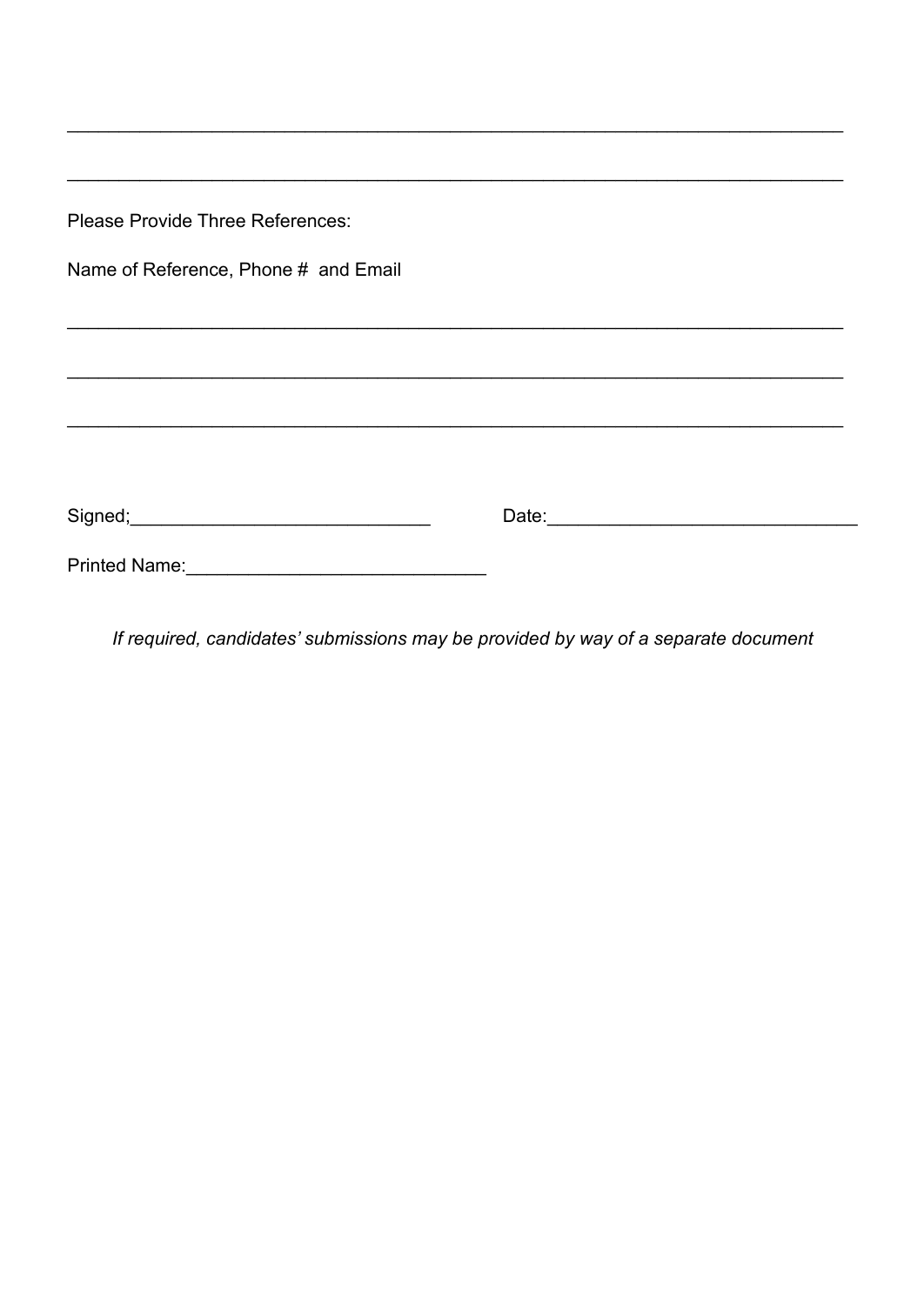\_\_\_\_\_\_\_\_\_\_\_\_\_\_\_\_\_\_\_\_\_\_\_\_\_\_\_\_\_\_\_\_\_\_\_\_\_\_\_\_\_\_\_\_\_\_\_\_\_\_\_\_\_\_\_\_\_\_\_\_\_\_\_\_\_\_\_\_\_\_\_\_\_\_

\_\_\_\_\_\_\_\_\_\_\_\_\_\_\_\_\_\_\_\_\_\_\_\_\_\_\_\_\_\_\_\_\_\_\_\_\_\_\_\_\_\_\_\_\_\_\_\_\_\_\_\_\_\_\_\_\_\_\_\_\_\_\_\_\_\_\_\_\_\_\_\_\_\_

Please Provide Three References:

Name of Reference, Phone # and Email

\_\_\_\_\_\_\_\_\_\_\_\_\_\_\_\_\_\_\_\_\_\_\_\_\_\_\_\_\_\_\_\_\_\_\_\_\_\_\_\_\_\_\_\_\_\_\_\_\_\_\_\_\_\_\_\_\_\_\_\_\_\_\_\_\_\_\_\_\_\_\_\_\_\_

\_\_\_\_\_\_\_\_\_\_\_\_\_\_\_\_\_\_\_\_\_\_\_\_\_\_\_\_\_\_\_\_\_\_\_\_\_\_\_\_\_\_\_\_\_\_\_\_\_\_\_\_\_\_\_\_\_\_\_\_\_\_\_\_\_\_\_\_\_\_\_\_\_\_

\_\_\_\_\_\_\_\_\_\_\_\_\_\_\_\_\_\_\_\_\_\_\_\_\_\_\_\_\_\_\_\_\_\_\_\_\_\_\_\_\_\_\_\_\_\_\_\_\_\_\_\_\_\_\_\_\_\_\_\_\_\_\_\_\_\_\_\_\_\_\_\_\_\_

Signed;\_\_\_\_\_\_\_\_\_\_\_\_\_\_\_\_\_\_\_\_\_\_\_\_\_\_\_\_\_\_ Date:\_\_\_\_\_\_\_\_\_\_\_\_\_\_\_\_\_\_\_\_\_\_\_\_\_\_\_\_\_\_

Printed Name:\_\_\_\_\_\_\_\_\_\_\_\_\_\_\_\_\_\_\_\_\_\_\_\_\_\_\_\_\_\_

*If required, candidates' submissions may be provided by way of a separate document*